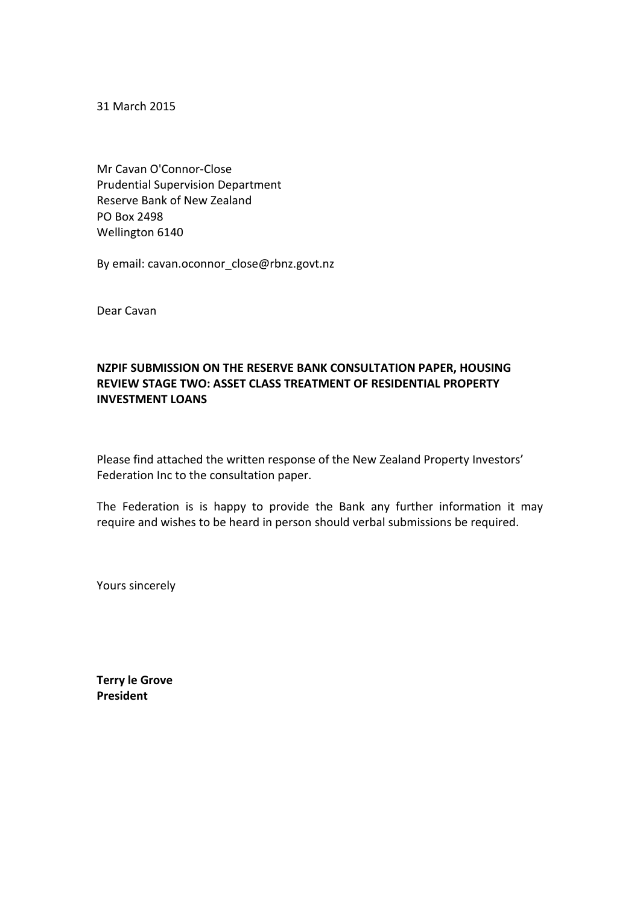31 March 2015

Mr Cavan O'Connor-Close
Prudential Supervision Department
Reserve Bank of New Zealand
PO Box 2498
Wellington 6140

By email: cavan.oconnor_close@rbnz.govt.nz

Dear Cavan

**NZPIF SUBMISSION ON THE RESERVE BANK CONSULTATION PAPER, HOUSING REVIEW STAGE TWO: ASSET CLASS TREATMENT OF RESIDENTIAL PROPERTY INVESTMENT LOANS**

Please find attached the written response of the New Zealand Property Investors' Federation Inc to the consultation paper.

The Federation is is happy to provide the Bank any further information it may require and wishes to be heard in person should verbal submissions be required.

Yours sincerely

**Terry le Grove**
**President**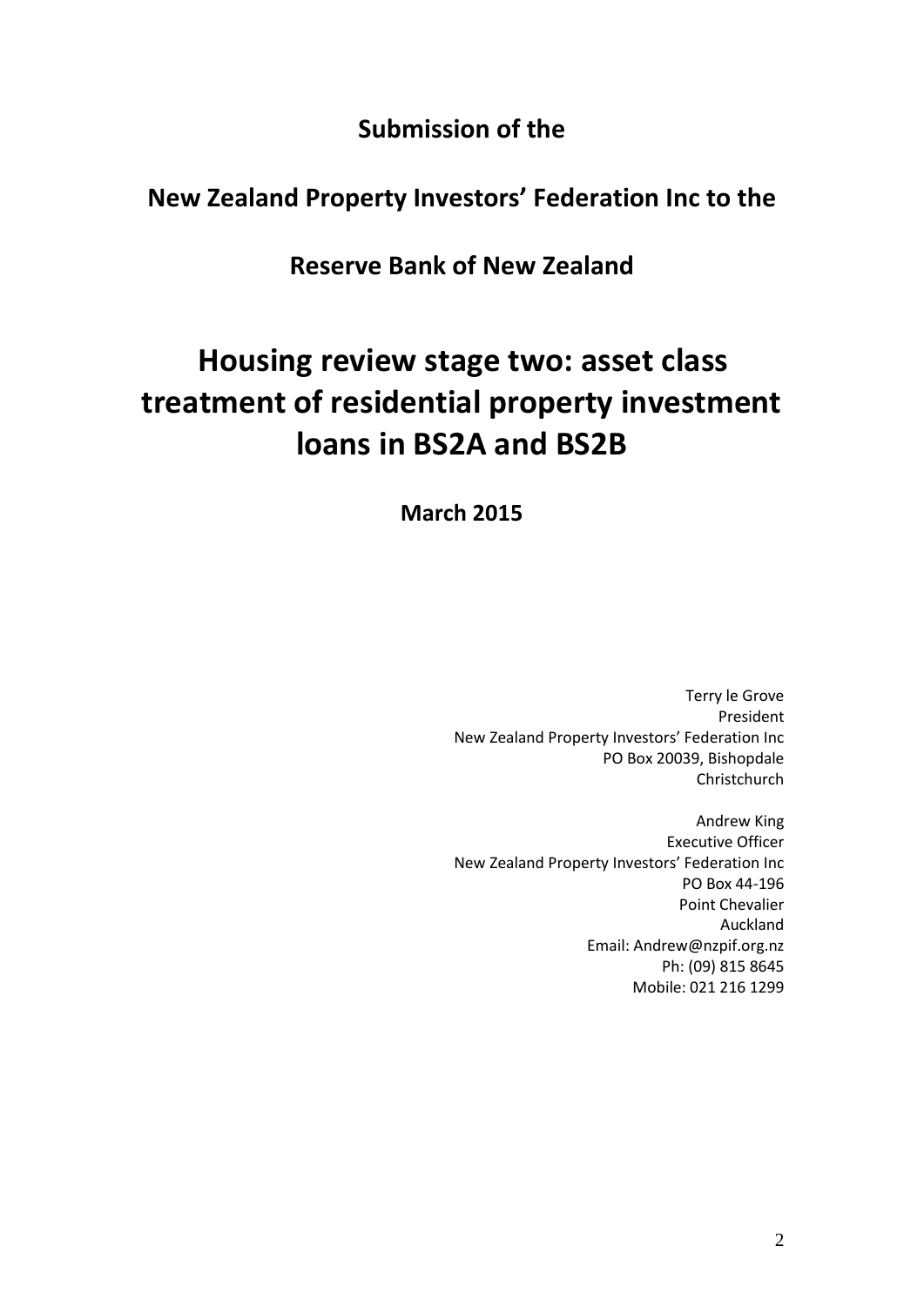**Submission of the**

**New Zealand Property Investors' Federation Inc to the**

**Reserve Bank of New Zealand**

# Housing review stage two: asset class treatment of residential property investment loans in BS2A and BS2B

**March 2015**

Terry le Grove
President
New Zealand Property Investors' Federation Inc
PO Box 20039, Bishopdale
Christchurch

Andrew King
Executive Officer
New Zealand Property Investors' Federation Inc
PO Box 44-196
Point Chevalier
Auckland
Email: Andrew@nzpif.org.nz
Ph: (09) 815 8645
Mobile: 021 216 1299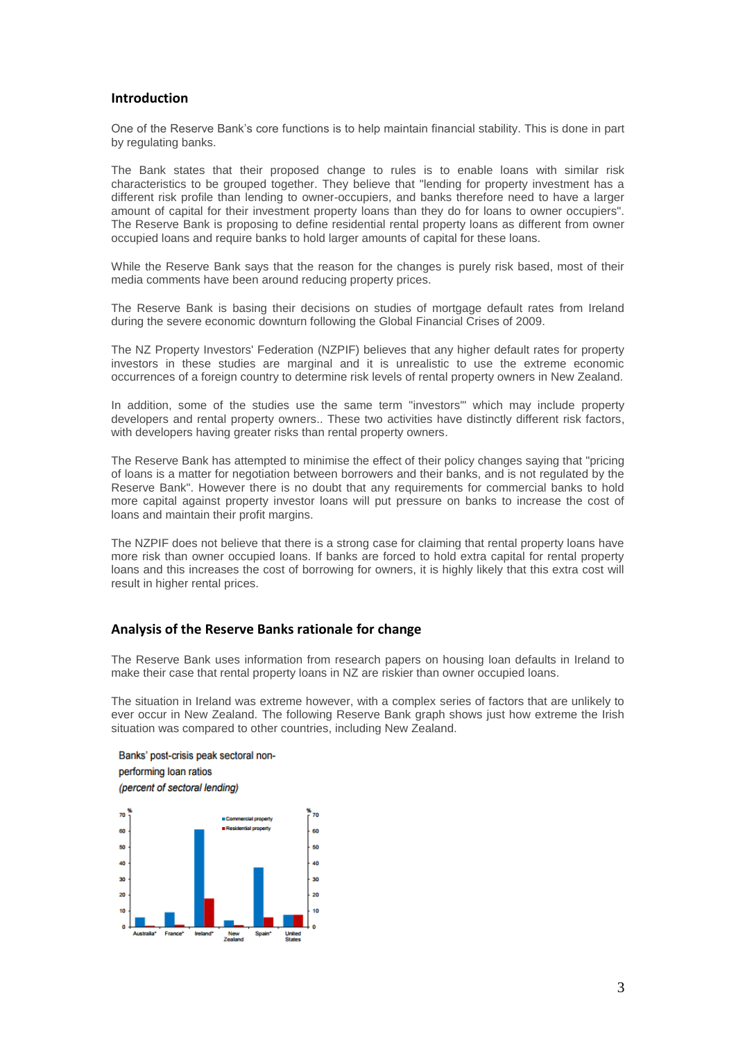## Introduction

One of the Reserve Bank's core functions is to help maintain financial stability. This is done in part by regulating banks.

The Bank states that their proposed change to rules is to enable loans with similar risk characteristics to be grouped together. They believe that "lending for property investment has a different risk profile than lending to owner-occupiers, and banks therefore need to have a larger amount of capital for their investment property loans than they do for loans to owner occupiers". The Reserve Bank is proposing to define residential rental property loans as different from owner occupied loans and require banks to hold larger amounts of capital for these loans.

While the Reserve Bank says that the reason for the changes is purely risk based, most of their media comments have been around reducing property prices.

The Reserve Bank is basing their decisions on studies of mortgage default rates from Ireland during the severe economic downturn following the Global Financial Crises of 2009.

The NZ Property Investors' Federation (NZPIF) believes that any higher default rates for property investors in these studies are marginal and it is unrealistic to use the extreme economic occurrences of a foreign country to determine risk levels of rental property owners in New Zealand.

In addition, some of the studies use the same term "investors'" which may include property developers and rental property owners.. These two activities have distinctly different risk factors, with developers having greater risks than rental property owners.

The Reserve Bank has attempted to minimise the effect of their policy changes saying that "pricing of loans is a matter for negotiation between borrowers and their banks, and is not regulated by the Reserve Bank". However there is no doubt that any requirements for commercial banks to hold more capital against property investor loans will put pressure on banks to increase the cost of loans and maintain their profit margins.

The NZPIF does not believe that there is a strong case for claiming that rental property loans have more risk than owner occupied loans. If banks are forced to hold extra capital for rental property loans and this increases the cost of borrowing for owners, it is highly likely that this extra cost will result in higher rental prices.

## Analysis of the Reserve Banks rationale for change

The Reserve Bank uses information from research papers on housing loan defaults in Ireland to make their case that rental property loans in NZ are riskier than owner occupied loans.

The situation in Ireland was extreme however, with a complex series of factors that are unlikely to ever occur in New Zealand. The following Reserve Bank graph shows just how extreme the Irish situation was compared to other countries, including New Zealand.

Banks' post-crisis peak sectoral non-performing loan ratios
*(percent of sectoral lending)*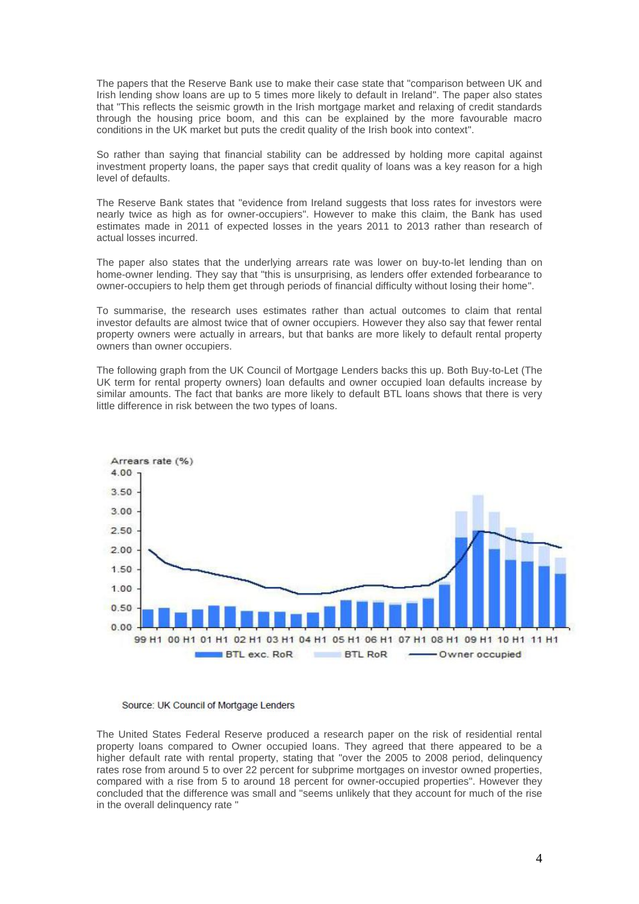The papers that the Reserve Bank use to make their case state that "comparison between UK and Irish lending show loans are up to 5 times more likely to default in Ireland". The paper also states that "This reflects the seismic growth in the Irish mortgage market and relaxing of credit standards through the housing price boom, and this can be explained by the more favourable macro conditions in the UK market but puts the credit quality of the Irish book into context".

So rather than saying that financial stability can be addressed by holding more capital against investment property loans, the paper says that credit quality of loans was a key reason for a high level of defaults.

The Reserve Bank states that "evidence from Ireland suggests that loss rates for investors were nearly twice as high as for owner-occupiers". However to make this claim, the Bank has used estimates made in 2011 of expected losses in the years 2011 to 2013 rather than research of actual losses incurred.

The paper also states that the underlying arrears rate was lower on buy-to-let lending than on home-owner lending. They say that "this is unsurprising, as lenders offer extended forbearance to owner-occupiers to help them get through periods of financial difficulty without losing their home".

To summarise, the research uses estimates rather than actual outcomes to claim that rental investor defaults are almost twice that of owner occupiers. However they also say that fewer rental property owners were actually in arrears, but that banks are more likely to default rental property owners than owner occupiers.

The following graph from the UK Council of Mortgage Lenders backs this up. Both Buy-to-Let (The UK term for rental property owners) loan defaults and owner occupied loan defaults increase by similar amounts. The fact that banks are more likely to default BTL loans shows that there is very little difference in risk between the two types of loans.

Source: UK Council of Mortgage Lenders

The United States Federal Reserve produced a research paper on the risk of residential rental property loans compared to Owner occupied loans. They agreed that there appeared to be a higher default rate with rental property, stating that "over the 2005 to 2008 period, delinquency rates rose from around 5 to over 22 percent for subprime mortgages on investor owned properties, compared with a rise from 5 to around 18 percent for owner-occupied properties". However they concluded that the difference was small and "seems unlikely that they account for much of the rise in the overall delinquency rate "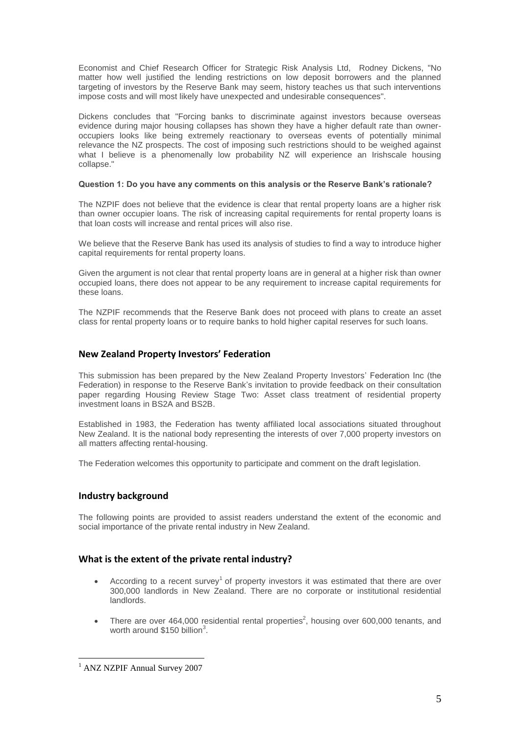Economist and Chief Research Officer for Strategic Risk Analysis Ltd, Rodney Dickens, "No matter how well justified the lending restrictions on low deposit borrowers and the planned targeting of investors by the Reserve Bank may seem, history teaches us that such interventions impose costs and will most likely have unexpected and undesirable consequences".

Dickens concludes that "Forcing banks to discriminate against investors because overseas evidence during major housing collapses has shown they have a higher default rate than owner-occupiers looks like being extremely reactionary to overseas events of potentially minimal relevance the NZ prospects. The cost of imposing such restrictions should to be weighed against what I believe is a phenomenally low probability NZ will experience an Irishscale housing collapse."

**Question 1: Do you have any comments on this analysis or the Reserve Bank's rationale?**

The NZPIF does not believe that the evidence is clear that rental property loans are a higher risk than owner occupier loans. The risk of increasing capital requirements for rental property loans is that loan costs will increase and rental prices will also rise.

We believe that the Reserve Bank has used its analysis of studies to find a way to introduce higher capital requirements for rental property loans.

Given the argument is not clear that rental property loans are in general at a higher risk than owner occupied loans, there does not appear to be any requirement to increase capital requirements for these loans.

The NZPIF recommends that the Reserve Bank does not proceed with plans to create an asset class for rental property loans or to require banks to hold higher capital reserves for such loans.

## New Zealand Property Investors' Federation

This submission has been prepared by the New Zealand Property Investors' Federation Inc (the Federation) in response to the Reserve Bank's invitation to provide feedback on their consultation paper regarding Housing Review Stage Two: Asset class treatment of residential property investment loans in BS2A and BS2B.

Established in 1983, the Federation has twenty affiliated local associations situated throughout New Zealand. It is the national body representing the interests of over 7,000 property investors on all matters affecting rental-housing.

The Federation welcomes this opportunity to participate and comment on the draft legislation.

## Industry background

The following points are provided to assist readers understand the extent of the economic and social importance of the private rental industry in New Zealand.

## What is the extent of the private rental industry?

- According to a recent survey[1] of property investors it was estimated that there are over 300,000 landlords in New Zealand. There are no corporate or institutional residential landlords.
- There are over 464,000 residential rental properties[2], housing over 600,000 tenants, and worth around $150 billion[3].

[1] ANZ NZPIF Annual Survey 2007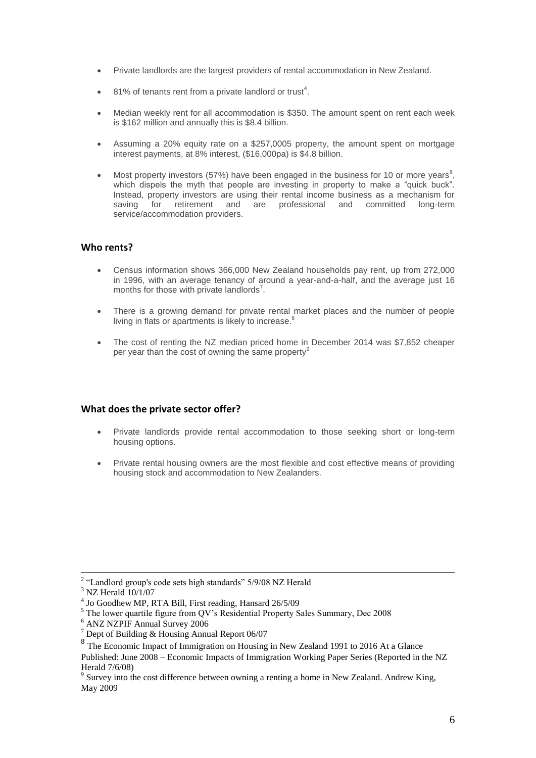- Private landlords are the largest providers of rental accommodation in New Zealand.
- 81% of tenants rent from a private landlord or trust[4].
- Median weekly rent for all accommodation is $350. The amount spent on rent each week is $162 million and annually this is $8.4 billion.
- Assuming a 20% equity rate on a $257,0005 property, the amount spent on mortgage interest payments, at 8% interest, ($16,000pa) is $4.8 billion.
- Most property investors (57%) have been engaged in the business for 10 or more years[6], which dispels the myth that people are investing in property to make a "quick buck". Instead, property investors are using their rental income business as a mechanism for saving for retirement and are professional and committed long-term service/accommodation providers.

## Who rents?

- Census information shows 366,000 New Zealand households pay rent, up from 272,000 in 1996, with an average tenancy of around a year-and-a-half, and the average just 16 months for those with private landlords[7].
- There is a growing demand for private rental market places and the number of people living in flats or apartments is likely to increase.[8]
- The cost of renting the NZ median priced home in December 2014 was $7,852 cheaper per year than the cost of owning the same property[9]

## What does the private sector offer?

- Private landlords provide rental accommodation to those seeking short or long-term housing options.
- Private rental housing owners are the most flexible and cost effective means of providing housing stock and accommodation to New Zealanders.

---

[2] "Landlord group's code sets high standards" 5/9/08 NZ Herald

[3] NZ Herald 10/1/07

[4] Jo Goodhew MP, RTA Bill, First reading, Hansard 26/5/09

[5] The lower quartile figure from QV's Residential Property Sales Summary, Dec 2008

[6] ANZ NZPIF Annual Survey 2006

[7] Dept of Building & Housing Annual Report 06/07

[8] The Economic Impact of Immigration on Housing in New Zealand 1991 to 2016 At a Glance Published: June 2008 – Economic Impacts of Immigration Working Paper Series (Reported in the NZ Herald 7/6/08)

[9] Survey into the cost difference between owning a renting a home in New Zealand. Andrew King, May 2009